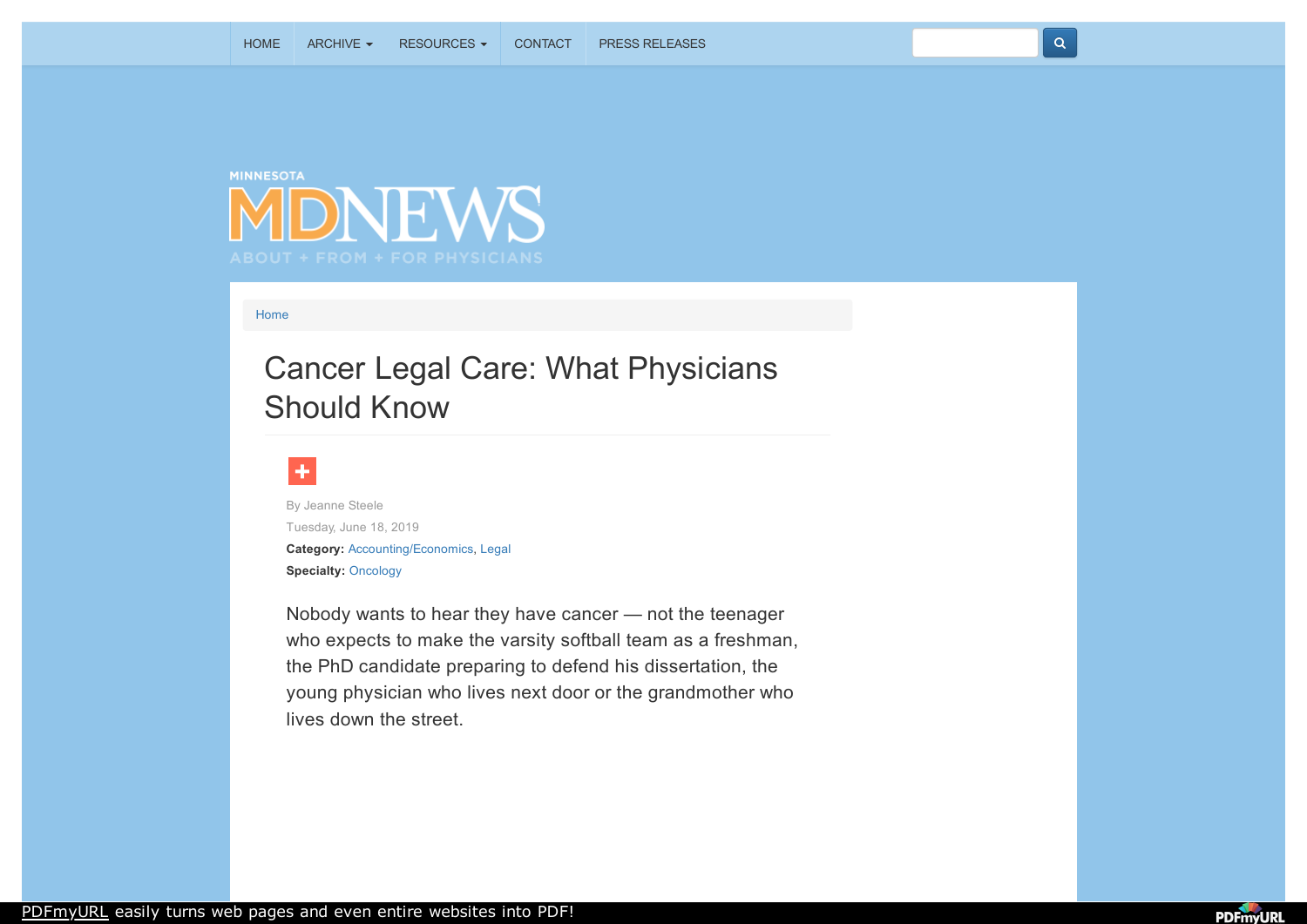# Cancer Legal Care: What Physicians Should Know

By Jeanne Steele

Tuesday, June 18, 2019

**Category:** Accounting/Economics, Legal

**Specialty:** Oncology

Nobody wants to hear they have cancer — not the teenager who expects to make the varsity softball team as a freshman, the PhD candidate preparing to defend his dissertation, the young physician who lives next door or the grandmother who lives down the street.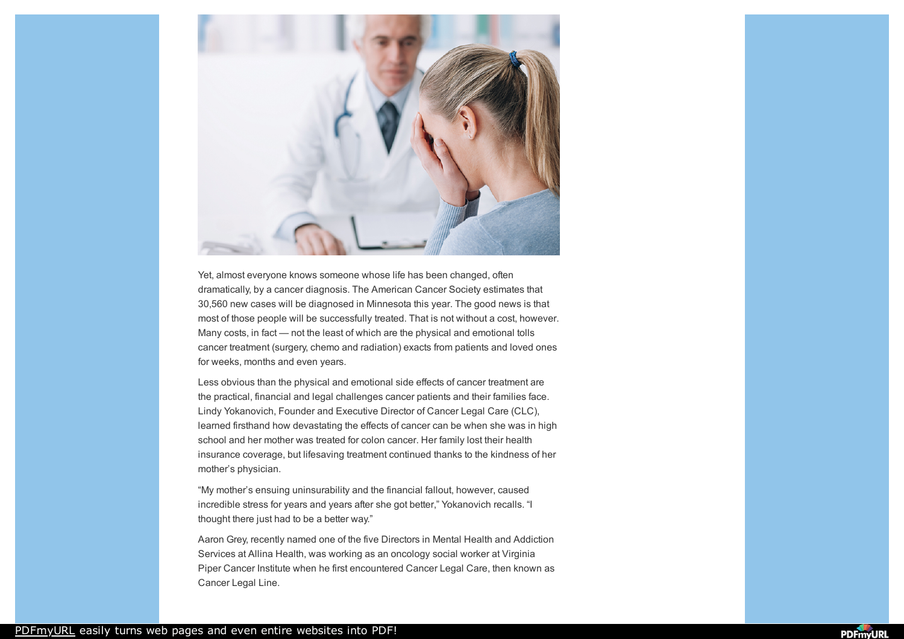Yet, almost everyone knows someone whose life has been changed, often dramatically, by a cancer diagnosis. The American Cancer Society estimates that 30,560 new cases will be diagnosed in Minnesota this year. The good news is that most of those people will be successfully treated. That is not without a cost, however. Many costs, in fact — not the least of which are the physical and emotional tolls cancer treatment (surgery, chemo and radiation) exacts from patients and loved ones for weeks, months and even years.

Less obvious than the physical and emotional side effects of cancer treatment are the practical, financial and legal challenges cancer patients and their families face. Lindy Yokanovich, Founder and Executive Director of Cancer Legal Care (CLC), learned firsthand how devastating the effects of cancer can be when she was in high school and her mother was treated for colon cancer. Her family lost their health insurance coverage, but lifesaving treatment continued thanks to the kindness of her mother's physician.

"My mother's ensuing uninsurability and the financial fallout, however, caused incredible stress for years and years after she got better," Yokanovich recalls. "I thought there just had to be a better way."

Aaron Grey, recently named one of the five Directors in Mental Health and Addiction Services at Allina Health, was working as an oncology social worker at Virginia Piper Cancer Institute when he first encountered Cancer Legal Care, then known as Cancer Legal Line.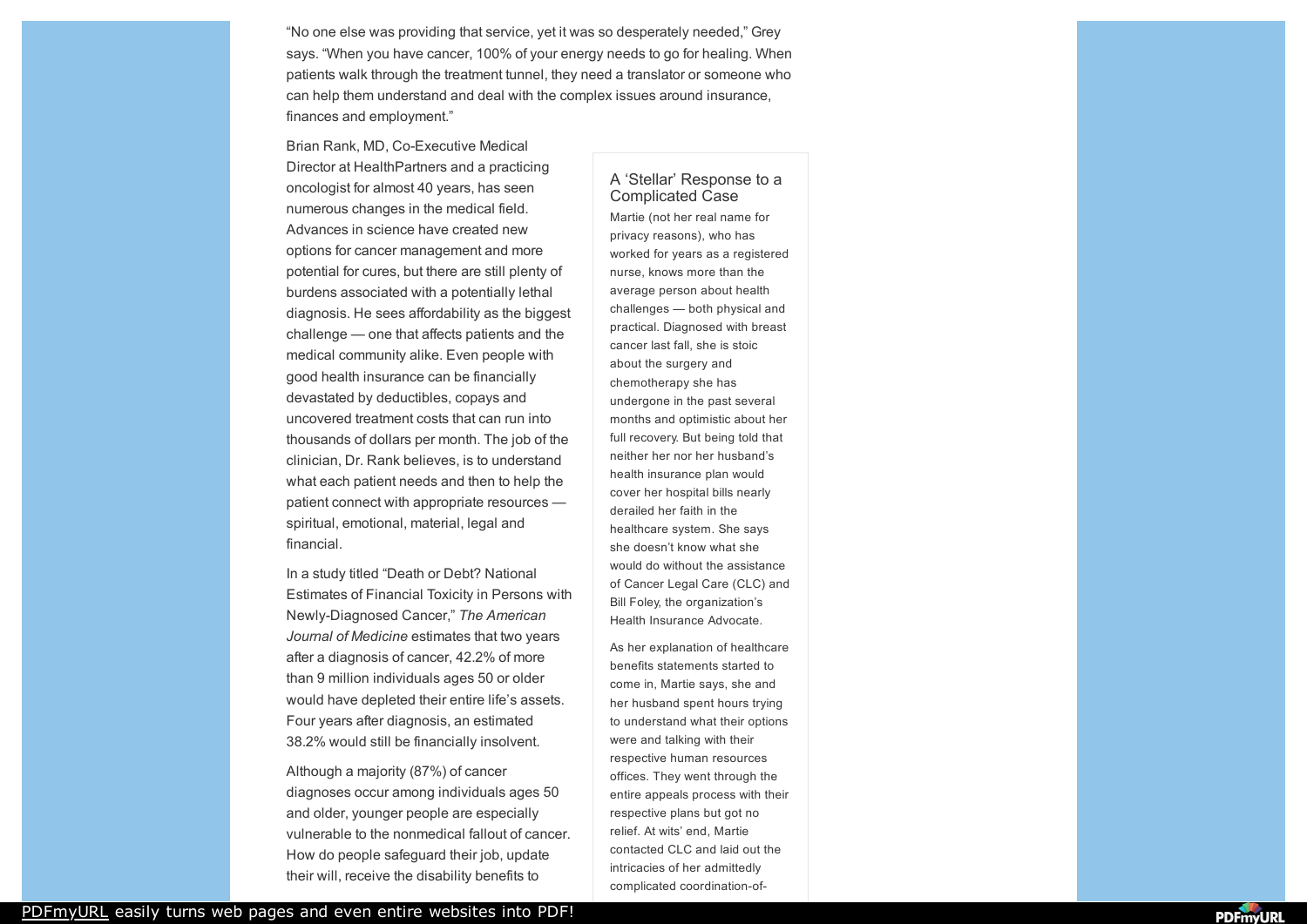"No one else was providing that service, yet it was so desperately needed," Grey says. "When you have cancer, 100% of your energy needs to go for healing. When patients walk through the treatment tunnel, they need a translator or someone who can help them understand and deal with the complex issues around insurance, finances and employment."

Brian Rank, MD, Co-Executive Medical Director at HealthPartners and a practicing oncologist for almost 40 years, has seen numerous changes in the medical field. Advances in science have created new options for cancer management and more potential for cures, but there are still plenty of burdens associated with a potentially lethal diagnosis. He sees affordability as the biggest challenge — one that affects patients and the medical community alike. Even people with good health insurance can be financially devastated by deductibles, copays and uncovered treatment costs that can run into thousands of dollars per month. The job of the clinician, Dr. Rank believes, is to understand what each patient needs and then to help the patient connect with appropriate resources — spiritual, emotional, material, legal and financial.

In a study titled "Death or Debt? National Estimates of Financial Toxicity in Persons with Newly-Diagnosed Cancer," *The American Journal of Medicine* estimates that two years after a diagnosis of cancer, 42.2% of more than 9 million individuals ages 50 or older would have depleted their entire life's assets. Four years after diagnosis, an estimated 38.2% would still be financially insolvent.

Although a majority (87%) of cancer diagnoses occur among individuals ages 50 and older, younger people are especially vulnerable to the nonmedical fallout of cancer. How do people safeguard their job, update their will, receive the disability benefits to

### A 'Stellar' Response to a Complicated Case

Martie (not her real name for privacy reasons), who has worked for years as a registered nurse, knows more than the average person about health challenges — both physical and practical. Diagnosed with breast cancer last fall, she is stoic about the surgery and chemotherapy she has undergone in the past several months and optimistic about her full recovery. But being told that neither her nor her husband's health insurance plan would cover her hospital bills nearly derailed her faith in the healthcare system. She says she doesn't know what she would do without the assistance of Cancer Legal Care (CLC) and Bill Foley, the organization's Health Insurance Advocate.

As her explanation of healthcare benefits statements started to come in, Martie says, she and her husband spent hours trying to understand what their options were and talking with their respective human resources offices. They went through the entire appeals process with their respective plans but got no relief. At wits' end, Martie contacted CLC and laid out the intricacies of her admittedly complicated coordination-of-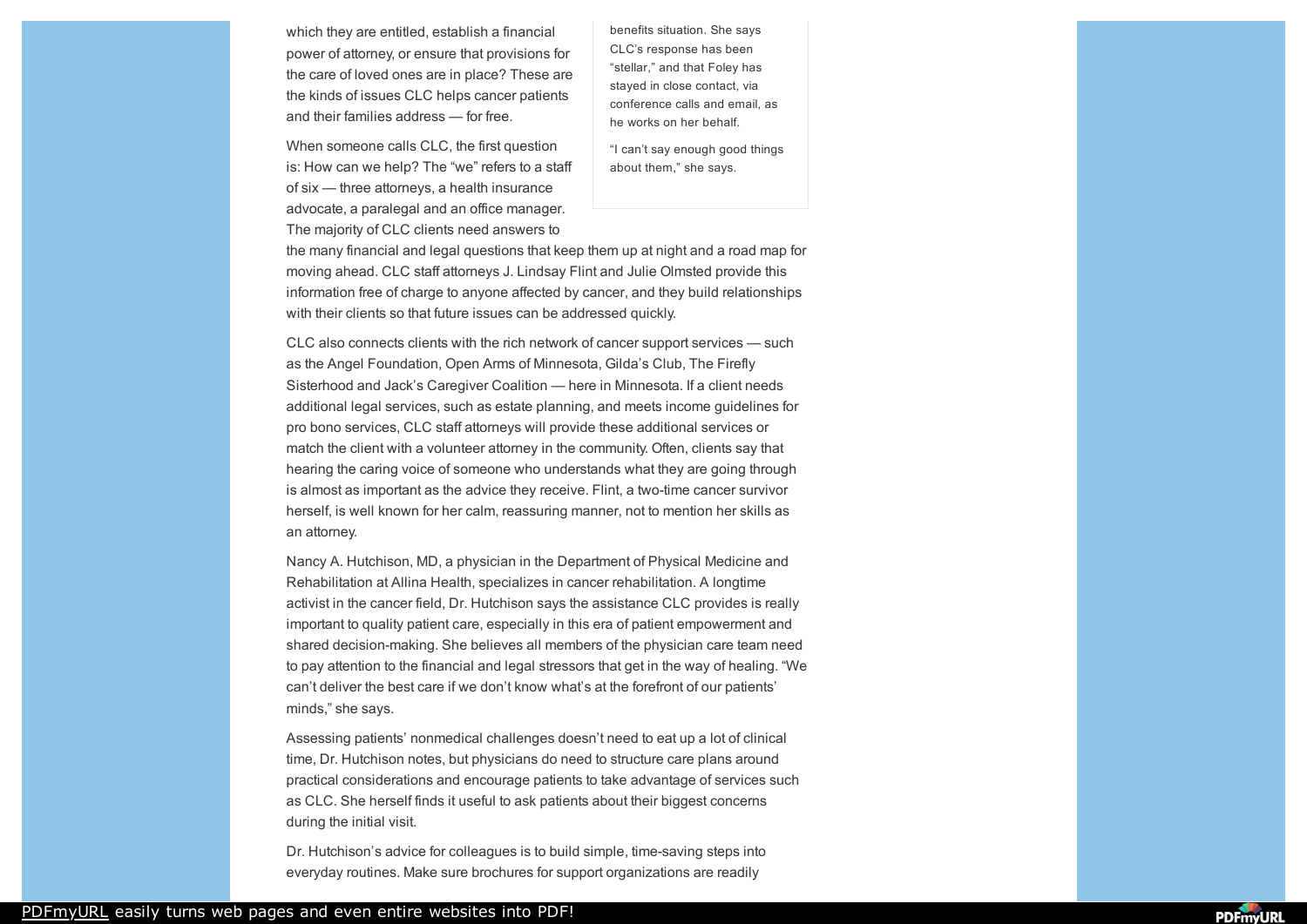which they are entitled, establish a financial power of attorney, or ensure that provisions for the care of loved ones are in place? These are the kinds of issues CLC helps cancer patients and their families address — for free.

When someone calls CLC, the first question is: How can we help? The "we" refers to a staff of six — three attorneys, a health insurance advocate, a paralegal and an office manager. The majority of CLC clients need answers to the many financial and legal questions that keep them up at night and a road map for moving ahead. CLC staff attorneys J. Lindsay Flint and Julie Olmsted provide this information free of charge to anyone affected by cancer, and they build relationships with their clients so that future issues can be addressed quickly.

benefits situation. She says CLC's response has been "stellar," and that Foley has stayed in close contact, via conference calls and email, as he works on her behalf.

"I can't say enough good things about them," she says.

CLC also connects clients with the rich network of cancer support services — such as the Angel Foundation, Open Arms of Minnesota, Gilda's Club, The Firefly Sisterhood and Jack's Caregiver Coalition — here in Minnesota. If a client needs additional legal services, such as estate planning, and meets income guidelines for pro bono services, CLC staff attorneys will provide these additional services or match the client with a volunteer attorney in the community. Often, clients say that hearing the caring voice of someone who understands what they are going through is almost as important as the advice they receive. Flint, a two-time cancer survivor herself, is well known for her calm, reassuring manner, not to mention her skills as an attorney.

Nancy A. Hutchison, MD, a physician in the Department of Physical Medicine and Rehabilitation at Allina Health, specializes in cancer rehabilitation. A longtime activist in the cancer field, Dr. Hutchison says the assistance CLC provides is really important to quality patient care, especially in this era of patient empowerment and shared decision-making. She believes all members of the physician care team need to pay attention to the financial and legal stressors that get in the way of healing. "We can't deliver the best care if we don't know what's at the forefront of our patients' minds," she says.

Assessing patients' nonmedical challenges doesn't need to eat up a lot of clinical time, Dr. Hutchison notes, but physicians do need to structure care plans around practical considerations and encourage patients to take advantage of services such as CLC. She herself finds it useful to ask patients about their biggest concerns during the initial visit.

Dr. Hutchison's advice for colleagues is to build simple, time-saving steps into everyday routines. Make sure brochures for support organizations are readily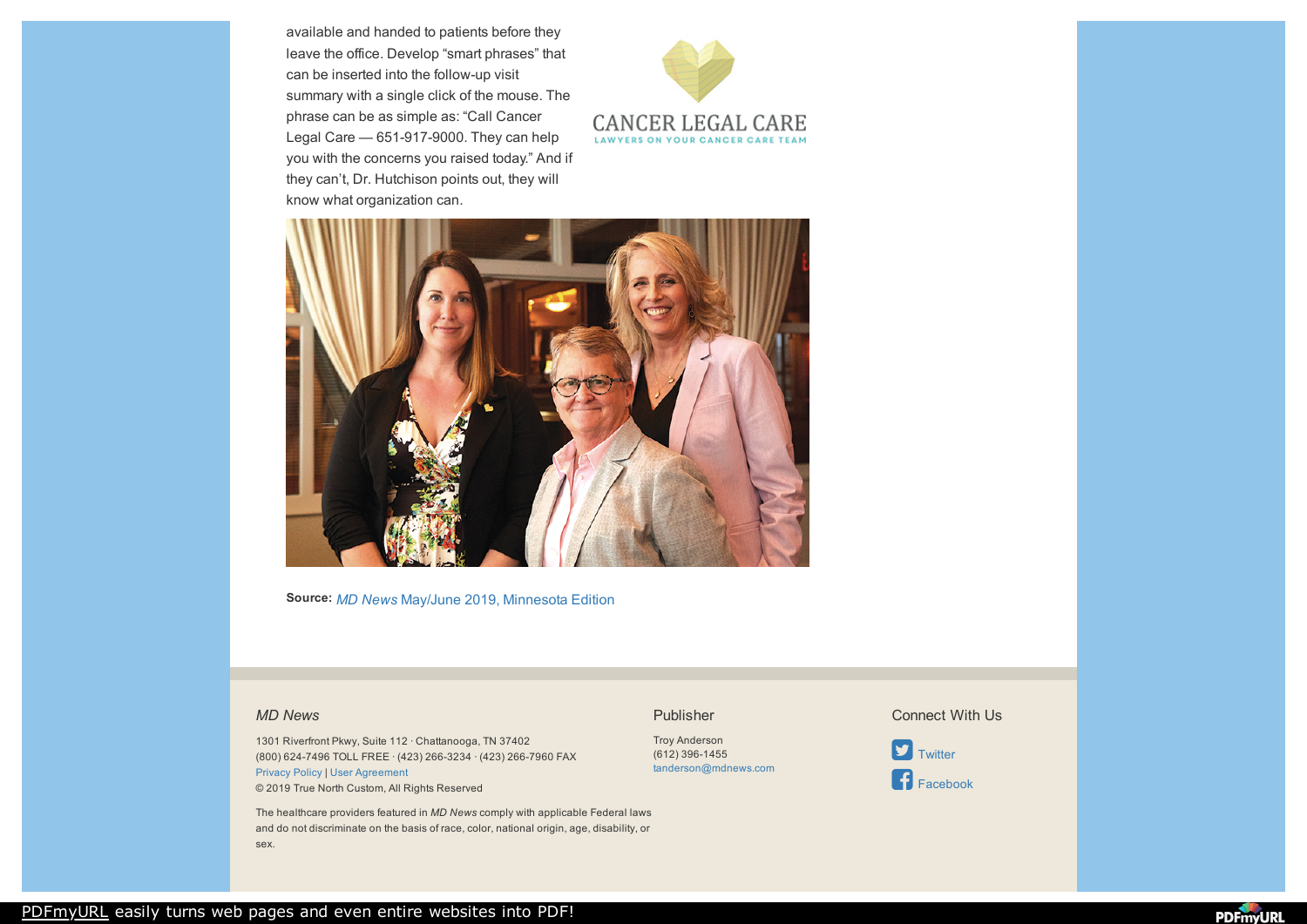available and handed to patients before they leave the office. Develop "smart phrases" that can be inserted into the follow-up visit summary with a single click of the mouse. The phrase can be as simple as: "Call Cancer Legal Care — 651-917-9000. They can help you with the concerns you raised today." And if they can't, Dr. Hutchison points out, they will know what organization can.

**Source:** *MD News* May/June 2019, Minnesota Edition

*MD News*

1301 Riverfront Pkwy, Suite 112 · Chattanooga, TN 37402
(800) 624-7496 TOLL FREE · (423) 266-3234 · (423) 266-7960 FAX
Privacy Policy | User Agreement
© 2019 True North Custom, All Rights Reserved

The healthcare providers featured in *MD News* comply with applicable Federal laws and do not discriminate on the basis of race, color, national origin, age, disability, or sex.

Publisher

Troy Anderson
(612) 396-1455
tanderson@mdnews.com

Connect With Us

Twitter

Facebook